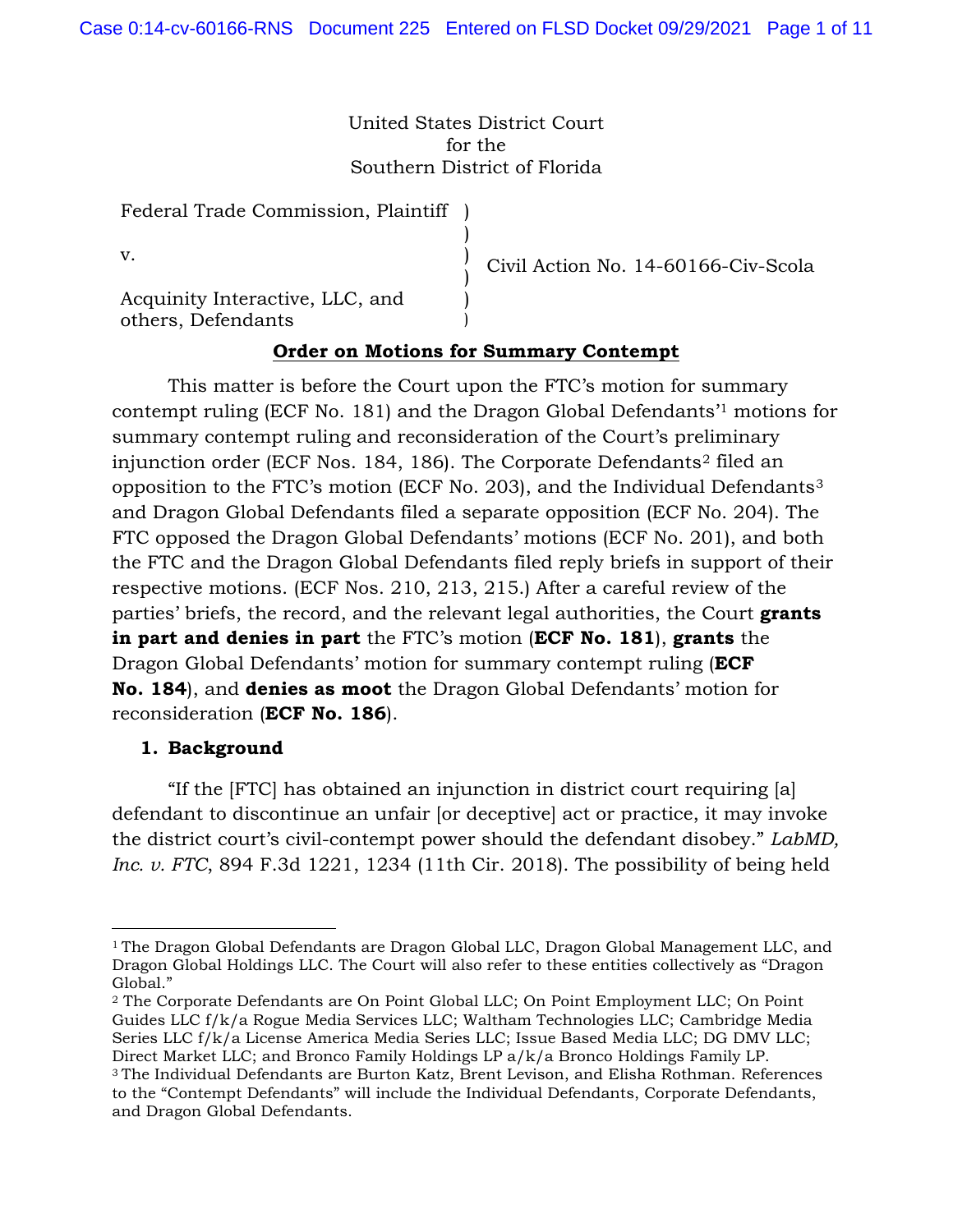United States District Court
for the
Southern District of Florida

| | | |
|---|---|---|
| Federal Trade Commission, Plaintiff | ) | |
| | ) | |
| v. | ) | Civil Action No. 14-60166-Civ-Scola |
| | ) | |
| Acquinity Interactive, LLC, and others, Defendants | ) | |

**Order on Motions for Summary Contempt**

This matter is before the Court upon the FTC's motion for summary contempt ruling (ECF No. 181) and the Dragon Global Defendants'[1] motions for summary contempt ruling and reconsideration of the Court's preliminary injunction order (ECF Nos. 184, 186). The Corporate Defendants[2] filed an opposition to the FTC's motion (ECF No. 203), and the Individual Defendants[3] and Dragon Global Defendants filed a separate opposition (ECF No. 204). The FTC opposed the Dragon Global Defendants' motions (ECF No. 201), and both the FTC and the Dragon Global Defendants filed reply briefs in support of their respective motions. (ECF Nos. 210, 213, 215.) After a careful review of the parties' briefs, the record, and the relevant legal authorities, the Court **grants in part and denies in part** the FTC's motion (**ECF No. 181**), **grants** the Dragon Global Defendants' motion for summary contempt ruling (**ECF No. 184**), and **denies as moot** the Dragon Global Defendants' motion for reconsideration (**ECF No. 186**).

**1. Background**

"If the [FTC] has obtained an injunction in district court requiring [a] defendant to discontinue an unfair [or deceptive] act or practice, it may invoke the district court's civil-contempt power should the defendant disobey." *LabMD, Inc. v. FTC*, 894 F.3d 1221, 1234 (11th Cir. 2018). The possibility of being held

---

[1] The Dragon Global Defendants are Dragon Global LLC, Dragon Global Management LLC, and Dragon Global Holdings LLC. The Court will also refer to these entities collectively as "Dragon Global."

[2] The Corporate Defendants are On Point Global LLC; On Point Employment LLC; On Point Guides LLC f/k/a Rogue Media Services LLC; Waltham Technologies LLC; Cambridge Media Series LLC f/k/a License America Media Series LLC; Issue Based Media LLC; DG DMV LLC; Direct Market LLC; and Bronco Family Holdings LP a/k/a Bronco Holdings Family LP.

[3] The Individual Defendants are Burton Katz, Brent Levison, and Elisha Rothman. References to the "Contempt Defendants" will include the Individual Defendants, Corporate Defendants, and Dragon Global Defendants.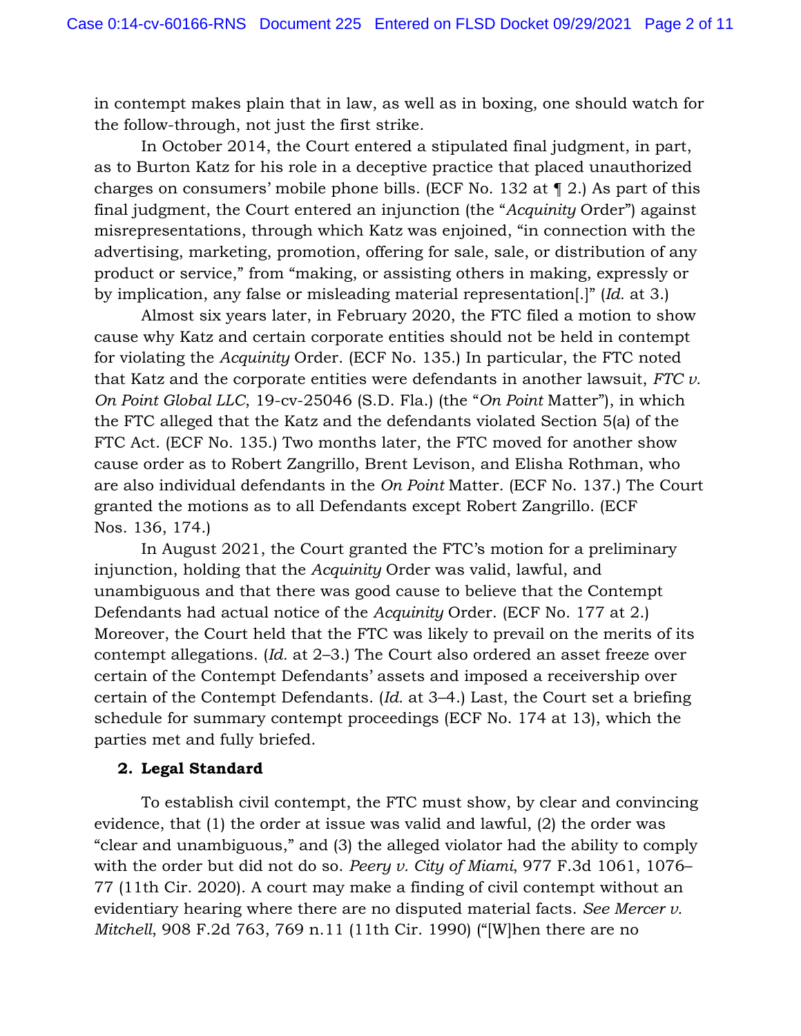in contempt makes plain that in law, as well as in boxing, one should watch for the follow-through, not just the first strike.

In October 2014, the Court entered a stipulated final judgment, in part, as to Burton Katz for his role in a deceptive practice that placed unauthorized charges on consumers' mobile phone bills. (ECF No. 132 at ¶ 2.) As part of this final judgment, the Court entered an injunction (the "*Acquinity* Order") against misrepresentations, through which Katz was enjoined, "in connection with the advertising, marketing, promotion, offering for sale, sale, or distribution of any product or service," from "making, or assisting others in making, expressly or by implication, any false or misleading material representation[.]" (*Id.* at 3.)

Almost six years later, in February 2020, the FTC filed a motion to show cause why Katz and certain corporate entities should not be held in contempt for violating the *Acquinity* Order. (ECF No. 135.) In particular, the FTC noted that Katz and the corporate entities were defendants in another lawsuit, *FTC v. On Point Global LLC*, 19-cv-25046 (S.D. Fla.) (the "*On Point* Matter"), in which the FTC alleged that the Katz and the defendants violated Section 5(a) of the FTC Act. (ECF No. 135.) Two months later, the FTC moved for another show cause order as to Robert Zangrillo, Brent Levison, and Elisha Rothman, who are also individual defendants in the *On Point* Matter. (ECF No. 137.) The Court granted the motions as to all Defendants except Robert Zangrillo. (ECF Nos. 136, 174.)

In August 2021, the Court granted the FTC's motion for a preliminary injunction, holding that the *Acquinity* Order was valid, lawful, and unambiguous and that there was good cause to believe that the Contempt Defendants had actual notice of the *Acquinity* Order. (ECF No. 177 at 2.) Moreover, the Court held that the FTC was likely to prevail on the merits of its contempt allegations. (*Id.* at 2–3.) The Court also ordered an asset freeze over certain of the Contempt Defendants' assets and imposed a receivership over certain of the Contempt Defendants. (*Id.* at 3–4.) Last, the Court set a briefing schedule for summary contempt proceedings (ECF No. 174 at 13), which the parties met and fully briefed.

## 2. Legal Standard

To establish civil contempt, the FTC must show, by clear and convincing evidence, that (1) the order at issue was valid and lawful, (2) the order was "clear and unambiguous," and (3) the alleged violator had the ability to comply with the order but did not do so. *Peery v. City of Miami*, 977 F.3d 1061, 1076–77 (11th Cir. 2020). A court may make a finding of civil contempt without an evidentiary hearing where there are no disputed material facts. *See Mercer v. Mitchell*, 908 F.2d 763, 769 n.11 (11th Cir. 1990) ("[W]hen there are no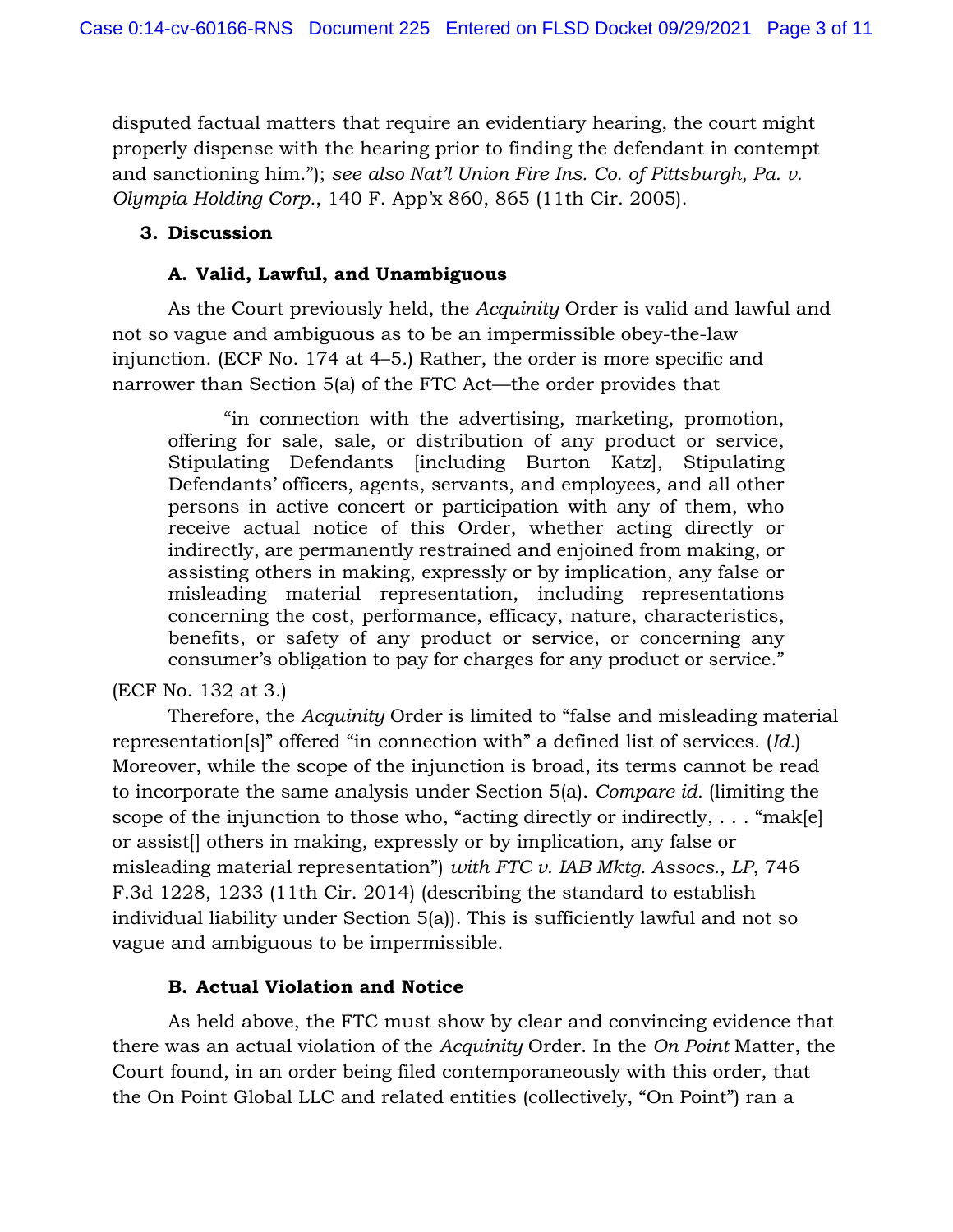disputed factual matters that require an evidentiary hearing, the court might properly dispense with the hearing prior to finding the defendant in contempt and sanctioning him."); *see also Nat'l Union Fire Ins. Co. of Pittsburgh, Pa. v. Olympia Holding Corp.*, 140 F. App'x 860, 865 (11th Cir. 2005).

### 3. Discussion

#### A. Valid, Lawful, and Unambiguous

As the Court previously held, the *Acquinity* Order is valid and lawful and not so vague and ambiguous as to be an impermissible obey-the-law injunction. (ECF No. 174 at 4–5.) Rather, the order is more specific and narrower than Section 5(a) of the FTC Act—the order provides that

> "in connection with the advertising, marketing, promotion, offering for sale, sale, or distribution of any product or service, Stipulating Defendants [including Burton Katz], Stipulating Defendants' officers, agents, servants, and employees, and all other persons in active concert or participation with any of them, who receive actual notice of this Order, whether acting directly or indirectly, are permanently restrained and enjoined from making, or assisting others in making, expressly or by implication, any false or misleading material representation, including representations concerning the cost, performance, efficacy, nature, characteristics, benefits, or safety of any product or service, or concerning any consumer's obligation to pay for charges for any product or service."

(ECF No. 132 at 3.)

Therefore, the *Acquinity* Order is limited to "false and misleading material representation[s]" offered "in connection with" a defined list of services. (*Id.*) Moreover, while the scope of the injunction is broad, its terms cannot be read to incorporate the same analysis under Section 5(a). *Compare id.* (limiting the scope of the injunction to those who, "acting directly or indirectly, . . . "mak[e] or assist[] others in making, expressly or by implication, any false or misleading material representation") *with FTC v. IAB Mktg. Assocs., LP*, 746 F.3d 1228, 1233 (11th Cir. 2014) (describing the standard to establish individual liability under Section 5(a)). This is sufficiently lawful and not so vague and ambiguous to be impermissible.

#### B. Actual Violation and Notice

As held above, the FTC must show by clear and convincing evidence that there was an actual violation of the *Acquinity* Order. In the *On Point* Matter, the Court found, in an order being filed contemporaneously with this order, that the On Point Global LLC and related entities (collectively, "On Point") ran a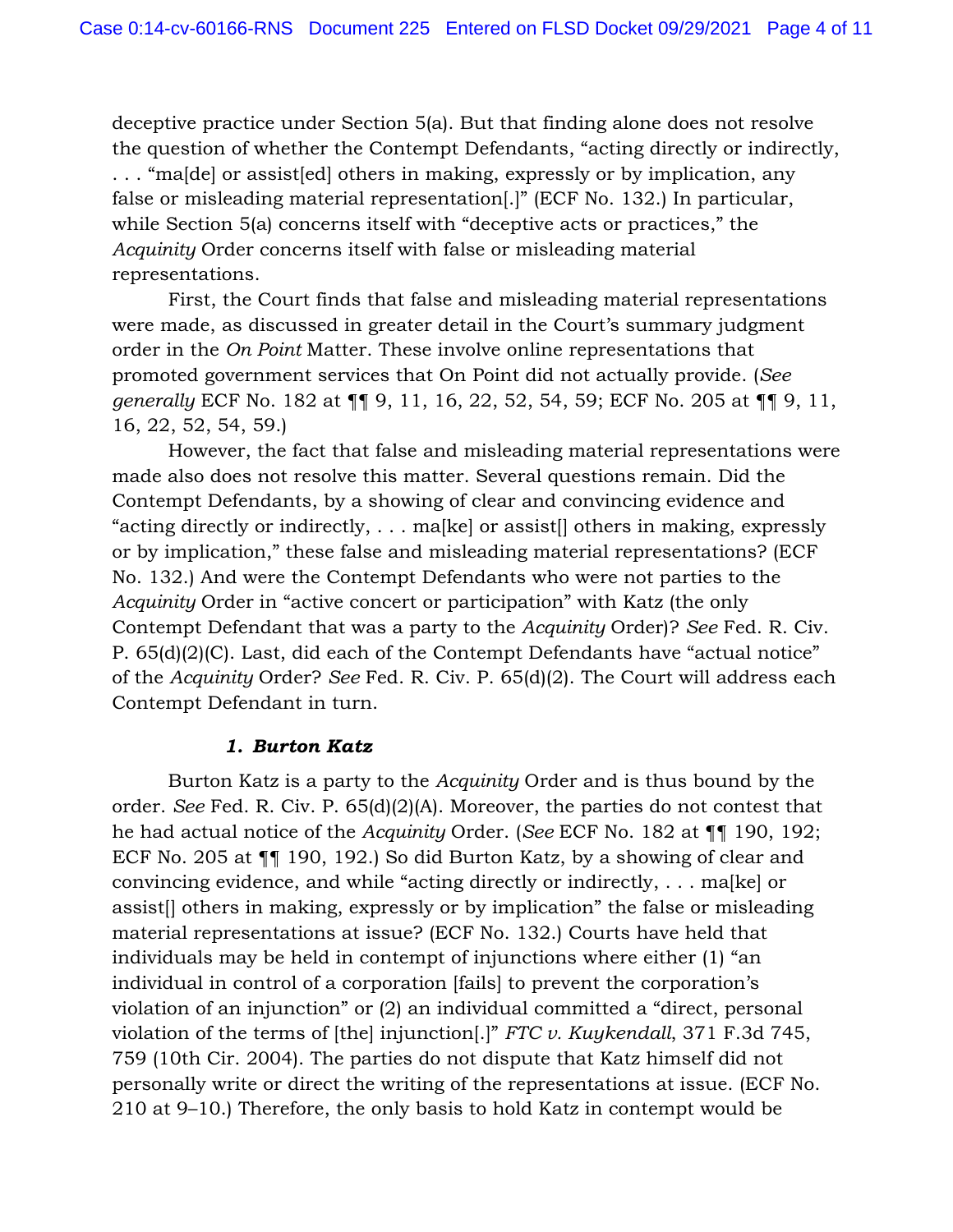deceptive practice under Section 5(a). But that finding alone does not resolve the question of whether the Contempt Defendants, "acting directly or indirectly, . . . "ma[de] or assist[ed] others in making, expressly or by implication, any false or misleading material representation[.]" (ECF No. 132.) In particular, while Section 5(a) concerns itself with "deceptive acts or practices," the *Acquinity* Order concerns itself with false or misleading material representations.

First, the Court finds that false and misleading material representations were made, as discussed in greater detail in the Court's summary judgment order in the *On Point* Matter. These involve online representations that promoted government services that On Point did not actually provide. (*See generally* ECF No. 182 at ¶¶ 9, 11, 16, 22, 52, 54, 59; ECF No. 205 at ¶¶ 9, 11, 16, 22, 52, 54, 59.)

However, the fact that false and misleading material representations were made also does not resolve this matter. Several questions remain. Did the Contempt Defendants, by a showing of clear and convincing evidence and "acting directly or indirectly, . . . ma[ke] or assist[] others in making, expressly or by implication," these false and misleading material representations? (ECF No. 132.) And were the Contempt Defendants who were not parties to the *Acquinity* Order in "active concert or participation" with Katz (the only Contempt Defendant that was a party to the *Acquinity* Order)? *See* Fed. R. Civ. P. 65(d)(2)(C). Last, did each of the Contempt Defendants have "actual notice" of the *Acquinity* Order? *See* Fed. R. Civ. P. 65(d)(2). The Court will address each Contempt Defendant in turn.

### *1. Burton Katz*

Burton Katz is a party to the *Acquinity* Order and is thus bound by the order. *See* Fed. R. Civ. P. 65(d)(2)(A). Moreover, the parties do not contest that he had actual notice of the *Acquinity* Order. (*See* ECF No. 182 at ¶¶ 190, 192; ECF No. 205 at ¶¶ 190, 192.) So did Burton Katz, by a showing of clear and convincing evidence, and while "acting directly or indirectly, . . . ma[ke] or assist[] others in making, expressly or by implication" the false or misleading material representations at issue? (ECF No. 132.) Courts have held that individuals may be held in contempt of injunctions where either (1) "an individual in control of a corporation [fails] to prevent the corporation's violation of an injunction" or (2) an individual committed a "direct, personal violation of the terms of [the] injunction[.]" *FTC v. Kuykendall*, 371 F.3d 745, 759 (10th Cir. 2004). The parties do not dispute that Katz himself did not personally write or direct the writing of the representations at issue. (ECF No. 210 at 9–10.) Therefore, the only basis to hold Katz in contempt would be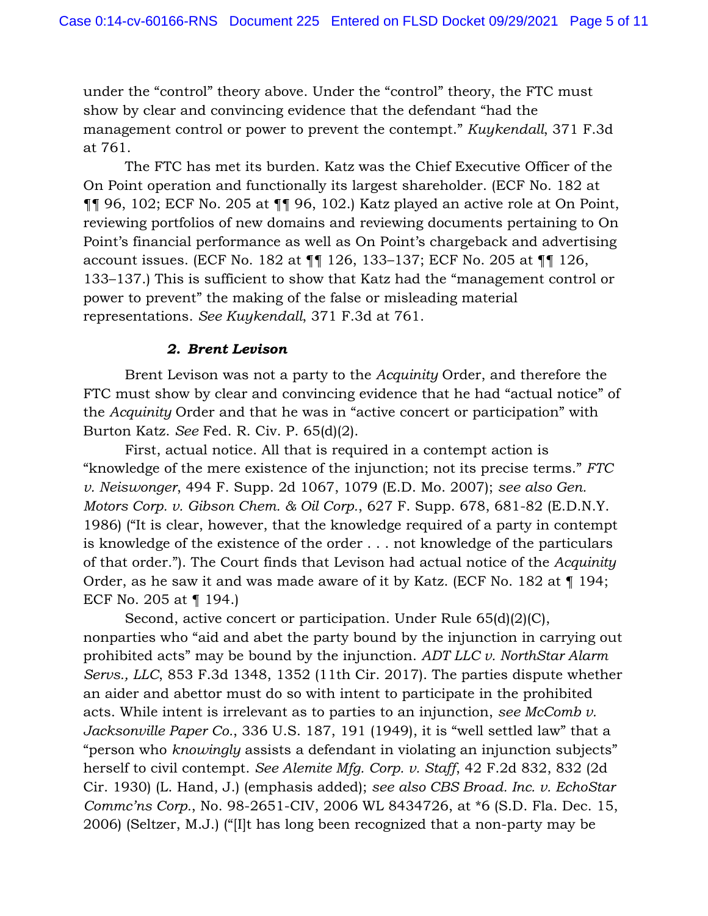under the "control" theory above. Under the "control" theory, the FTC must show by clear and convincing evidence that the defendant "had the management control or power to prevent the contempt." *Kuykendall*, 371 F.3d at 761.

The FTC has met its burden. Katz was the Chief Executive Officer of the On Point operation and functionally its largest shareholder. (ECF No. 182 at ¶¶ 96, 102; ECF No. 205 at ¶¶ 96, 102.) Katz played an active role at On Point, reviewing portfolios of new domains and reviewing documents pertaining to On Point's financial performance as well as On Point's chargeback and advertising account issues. (ECF No. 182 at ¶¶ 126, 133–137; ECF No. 205 at ¶¶ 126, 133–137.) This is sufficient to show that Katz had the "management control or power to prevent" the making of the false or misleading material representations. *See Kuykendall*, 371 F.3d at 761.

#### *2. Brent Levison*

Brent Levison was not a party to the *Acquinity* Order, and therefore the FTC must show by clear and convincing evidence that he had "actual notice" of the *Acquinity* Order and that he was in "active concert or participation" with Burton Katz. *See* Fed. R. Civ. P. 65(d)(2).

First, actual notice. All that is required in a contempt action is "knowledge of the mere existence of the injunction; not its precise terms." *FTC v. Neiswonger*, 494 F. Supp. 2d 1067, 1079 (E.D. Mo. 2007); *see also Gen. Motors Corp. v. Gibson Chem. & Oil Corp.*, 627 F. Supp. 678, 681-82 (E.D.N.Y. 1986) ("It is clear, however, that the knowledge required of a party in contempt is knowledge of the existence of the order . . . not knowledge of the particulars of that order."). The Court finds that Levison had actual notice of the *Acquinity* Order, as he saw it and was made aware of it by Katz. (ECF No. 182 at ¶ 194; ECF No. 205 at ¶ 194.)

Second, active concert or participation. Under Rule 65(d)(2)(C), nonparties who "aid and abet the party bound by the injunction in carrying out prohibited acts" may be bound by the injunction. *ADT LLC v. NorthStar Alarm Servs., LLC*, 853 F.3d 1348, 1352 (11th Cir. 2017). The parties dispute whether an aider and abettor must do so with intent to participate in the prohibited acts. While intent is irrelevant as to parties to an injunction, *see McComb v. Jacksonville Paper Co.*, 336 U.S. 187, 191 (1949), it is "well settled law" that a "person who *knowingly* assists a defendant in violating an injunction subjects" herself to civil contempt. *See Alemite Mfg. Corp. v. Staff*, 42 F.2d 832, 832 (2d Cir. 1930) (L. Hand, J.) (emphasis added); *see also CBS Broad. Inc. v. EchoStar Commc'ns Corp.*, No. 98-2651-CIV, 2006 WL 8434726, at *6 (S.D. Fla. Dec. 15, 2006) (Seltzer, M.J.) ("[I]t has long been recognized that a non-party may be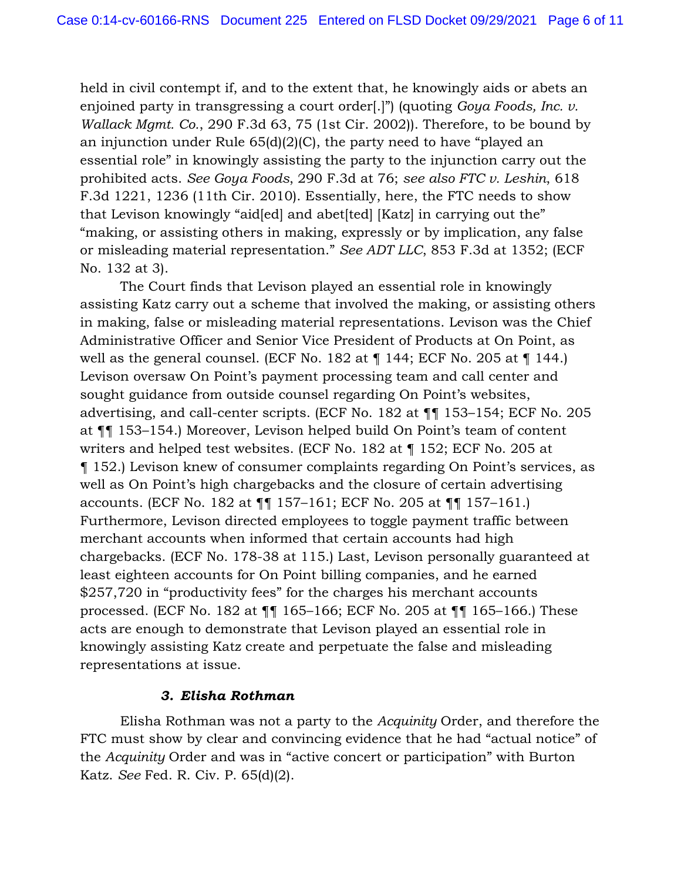held in civil contempt if, and to the extent that, he knowingly aids or abets an enjoined party in transgressing a court order[.]") (quoting *Goya Foods, Inc. v. Wallack Mgmt. Co.*, 290 F.3d 63, 75 (1st Cir. 2002)). Therefore, to be bound by an injunction under Rule 65(d)(2)(C), the party need to have "played an essential role" in knowingly assisting the party to the injunction carry out the prohibited acts. *See Goya Foods*, 290 F.3d at 76; *see also FTC v. Leshin*, 618 F.3d 1221, 1236 (11th Cir. 2010). Essentially, here, the FTC needs to show that Levison knowingly "aid[ed] and abet[ted] [Katz] in carrying out the" "making, or assisting others in making, expressly or by implication, any false or misleading material representation." *See ADT LLC*, 853 F.3d at 1352; (ECF No. 132 at 3).

The Court finds that Levison played an essential role in knowingly assisting Katz carry out a scheme that involved the making, or assisting others in making, false or misleading material representations. Levison was the Chief Administrative Officer and Senior Vice President of Products at On Point, as well as the general counsel. (ECF No. 182 at ¶ 144; ECF No. 205 at ¶ 144.) Levison oversaw On Point's payment processing team and call center and sought guidance from outside counsel regarding On Point's websites, advertising, and call-center scripts. (ECF No. 182 at ¶¶ 153–154; ECF No. 205 at ¶¶ 153–154.) Moreover, Levison helped build On Point's team of content writers and helped test websites. (ECF No. 182 at ¶ 152; ECF No. 205 at ¶ 152.) Levison knew of consumer complaints regarding On Point's services, as well as On Point's high chargebacks and the closure of certain advertising accounts. (ECF No. 182 at ¶¶ 157–161; ECF No. 205 at ¶¶ 157–161.) Furthermore, Levison directed employees to toggle payment traffic between merchant accounts when informed that certain accounts had high chargebacks. (ECF No. 178-38 at 115.) Last, Levison personally guaranteed at least eighteen accounts for On Point billing companies, and he earned $257,720 in "productivity fees" for the charges his merchant accounts processed. (ECF No. 182 at ¶¶ 165–166; ECF No. 205 at ¶¶ 165–166.) These acts are enough to demonstrate that Levison played an essential role in knowingly assisting Katz create and perpetuate the false and misleading representations at issue.

### ***3. Elisha Rothman***

Elisha Rothman was not a party to the *Acquinity* Order, and therefore the FTC must show by clear and convincing evidence that he had "actual notice" of the *Acquinity* Order and was in "active concert or participation" with Burton Katz. *See* Fed. R. Civ. P. 65(d)(2).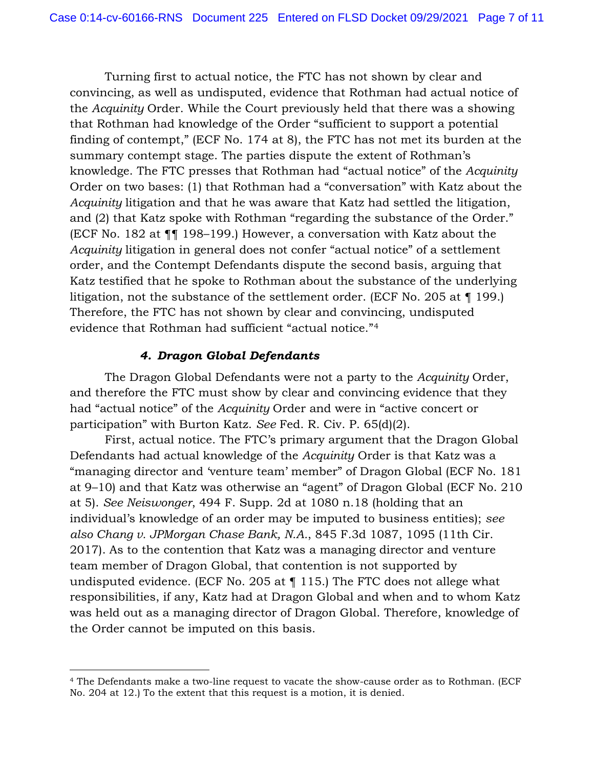Turning first to actual notice, the FTC has not shown by clear and convincing, as well as undisputed, evidence that Rothman had actual notice of the *Acquinity* Order. While the Court previously held that there was a showing that Rothman had knowledge of the Order "sufficient to support a potential finding of contempt," (ECF No. 174 at 8), the FTC has not met its burden at the summary contempt stage. The parties dispute the extent of Rothman's knowledge. The FTC presses that Rothman had "actual notice" of the *Acquinity* Order on two bases: (1) that Rothman had a "conversation" with Katz about the *Acquinity* litigation and that he was aware that Katz had settled the litigation, and (2) that Katz spoke with Rothman "regarding the substance of the Order." (ECF No. 182 at ¶¶ 198–199.) However, a conversation with Katz about the *Acquinity* litigation in general does not confer "actual notice" of a settlement order, and the Contempt Defendants dispute the second basis, arguing that Katz testified that he spoke to Rothman about the substance of the underlying litigation, not the substance of the settlement order. (ECF No. 205 at ¶ 199.) Therefore, the FTC has not shown by clear and convincing, undisputed evidence that Rothman had sufficient "actual notice."[4]

#### *4. Dragon Global Defendants*

The Dragon Global Defendants were not a party to the *Acquinity* Order, and therefore the FTC must show by clear and convincing evidence that they had "actual notice" of the *Acquinity* Order and were in "active concert or participation" with Burton Katz. *See* Fed. R. Civ. P. 65(d)(2).

First, actual notice. The FTC's primary argument that the Dragon Global Defendants had actual knowledge of the *Acquinity* Order is that Katz was a "managing director and 'venture team' member" of Dragon Global (ECF No. 181 at 9–10) and that Katz was otherwise an "agent" of Dragon Global (ECF No. 210 at 5). *See Neiswonger*, 494 F. Supp. 2d at 1080 n.18 (holding that an individual's knowledge of an order may be imputed to business entities); *see also Chang v. JPMorgan Chase Bank, N.A.*, 845 F.3d 1087, 1095 (11th Cir. 2017). As to the contention that Katz was a managing director and venture team member of Dragon Global, that contention is not supported by undisputed evidence. (ECF No. 205 at ¶ 115.) The FTC does not allege what responsibilities, if any, Katz had at Dragon Global and when and to whom Katz was held out as a managing director of Dragon Global. Therefore, knowledge of the Order cannot be imputed on this basis.

---

[4] The Defendants make a two-line request to vacate the show-cause order as to Rothman. (ECF No. 204 at 12.) To the extent that this request is a motion, it is denied.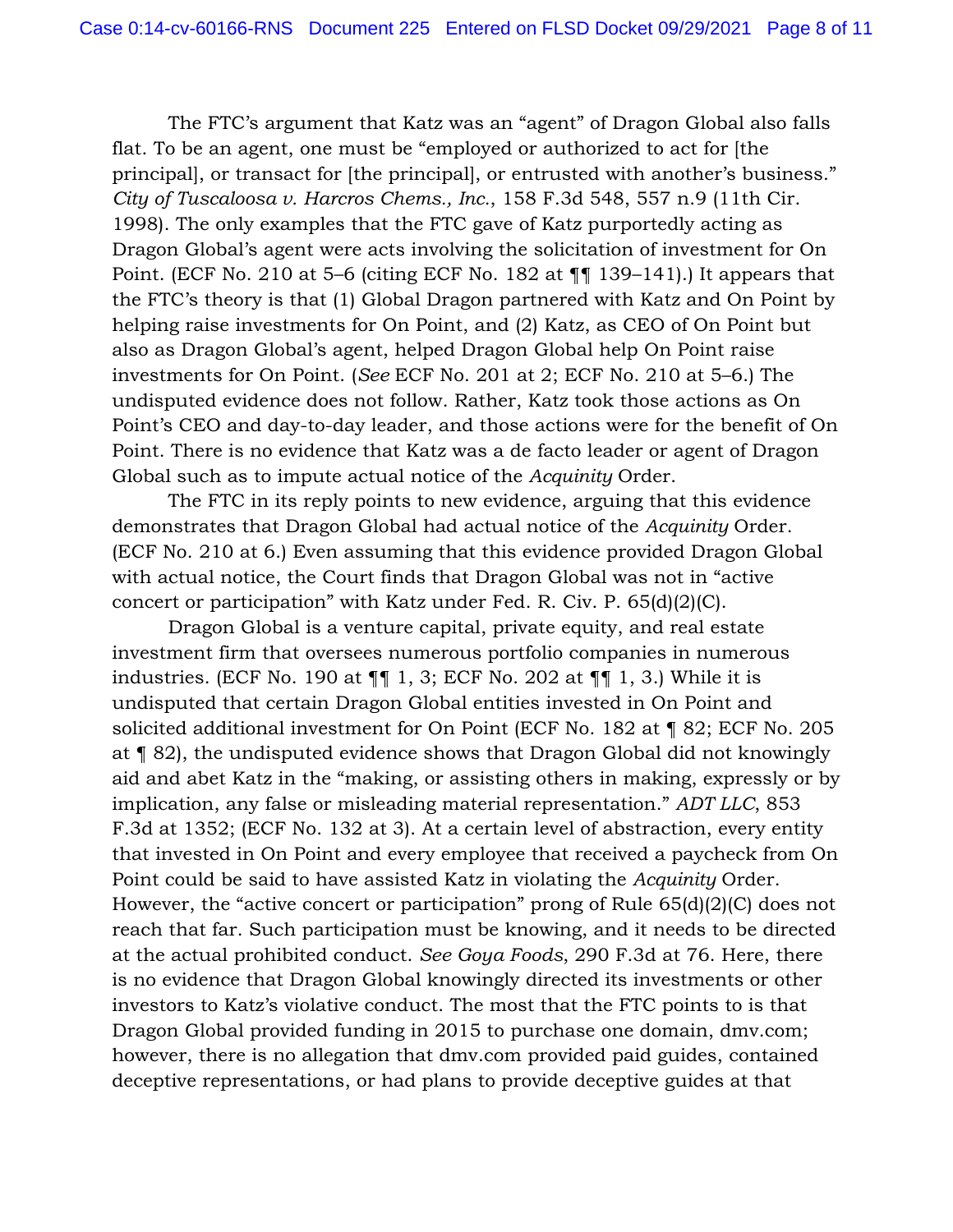The FTC's argument that Katz was an "agent" of Dragon Global also falls flat. To be an agent, one must be "employed or authorized to act for [the principal], or transact for [the principal], or entrusted with another's business." *City of Tuscaloosa v. Harcros Chems., Inc.*, 158 F.3d 548, 557 n.9 (11th Cir. 1998). The only examples that the FTC gave of Katz purportedly acting as Dragon Global's agent were acts involving the solicitation of investment for On Point. (ECF No. 210 at 5–6 (citing ECF No. 182 at ¶¶ 139–141).) It appears that the FTC's theory is that (1) Global Dragon partnered with Katz and On Point by helping raise investments for On Point, and (2) Katz, as CEO of On Point but also as Dragon Global's agent, helped Dragon Global help On Point raise investments for On Point. (*See* ECF No. 201 at 2; ECF No. 210 at 5–6.) The undisputed evidence does not follow. Rather, Katz took those actions as On Point's CEO and day-to-day leader, and those actions were for the benefit of On Point. There is no evidence that Katz was a de facto leader or agent of Dragon Global such as to impute actual notice of the *Acquinity* Order.

The FTC in its reply points to new evidence, arguing that this evidence demonstrates that Dragon Global had actual notice of the *Acquinity* Order. (ECF No. 210 at 6.) Even assuming that this evidence provided Dragon Global with actual notice, the Court finds that Dragon Global was not in "active concert or participation" with Katz under Fed. R. Civ. P. 65(d)(2)(C).

Dragon Global is a venture capital, private equity, and real estate investment firm that oversees numerous portfolio companies in numerous industries. (ECF No. 190 at ¶¶ 1, 3; ECF No. 202 at ¶¶ 1, 3.) While it is undisputed that certain Dragon Global entities invested in On Point and solicited additional investment for On Point (ECF No. 182 at ¶ 82; ECF No. 205 at ¶ 82), the undisputed evidence shows that Dragon Global did not knowingly aid and abet Katz in the "making, or assisting others in making, expressly or by implication, any false or misleading material representation." *ADT LLC*, 853 F.3d at 1352; (ECF No. 132 at 3). At a certain level of abstraction, every entity that invested in On Point and every employee that received a paycheck from On Point could be said to have assisted Katz in violating the *Acquinity* Order. However, the "active concert or participation" prong of Rule 65(d)(2)(C) does not reach that far. Such participation must be knowing, and it needs to be directed at the actual prohibited conduct. *See Goya Foods*, 290 F.3d at 76. Here, there is no evidence that Dragon Global knowingly directed its investments or other investors to Katz's violative conduct. The most that the FTC points to is that Dragon Global provided funding in 2015 to purchase one domain, dmv.com; however, there is no allegation that dmv.com provided paid guides, contained deceptive representations, or had plans to provide deceptive guides at that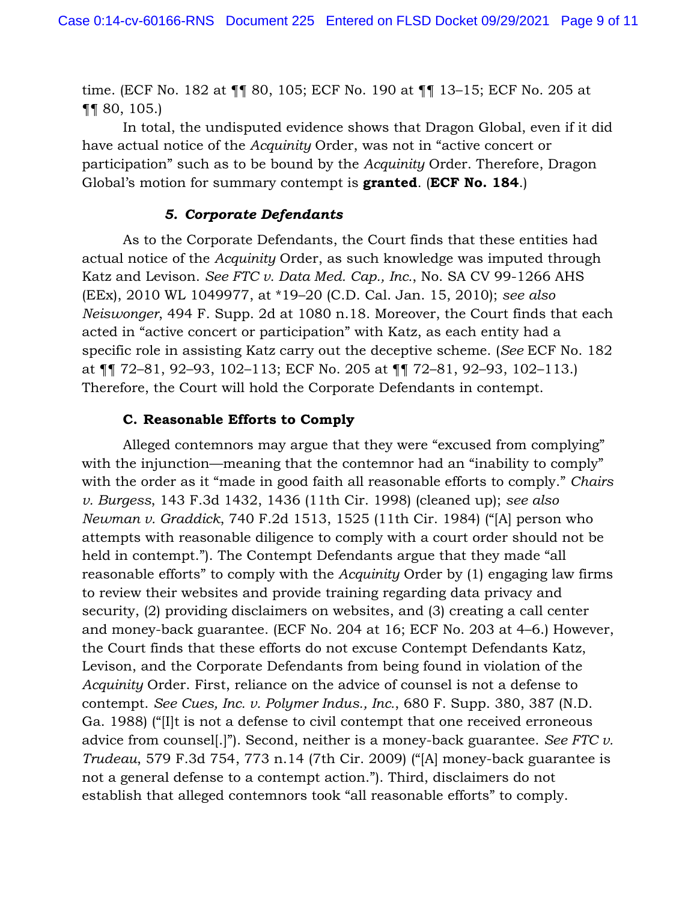time. (ECF No. 182 at ¶¶ 80, 105; ECF No. 190 at ¶¶ 13–15; ECF No. 205 at ¶¶ 80, 105.)

In total, the undisputed evidence shows that Dragon Global, even if it did have actual notice of the *Acquinity* Order, was not in "active concert or participation" such as to be bound by the *Acquinity* Order. Therefore, Dragon Global's motion for summary contempt is **granted**. (**ECF No. 184**.)

#### *5. Corporate Defendants*

As to the Corporate Defendants, the Court finds that these entities had actual notice of the *Acquinity* Order, as such knowledge was imputed through Katz and Levison. *See FTC v. Data Med. Cap., Inc.*, No. SA CV 99-1266 AHS (EEx), 2010 WL 1049977, at *19–20 (C.D. Cal. Jan. 15, 2010); *see also Neiswonger*, 494 F. Supp. 2d at 1080 n.18. Moreover, the Court finds that each acted in "active concert or participation" with Katz, as each entity had a specific role in assisting Katz carry out the deceptive scheme. (*See* ECF No. 182 at ¶¶ 72–81, 92–93, 102–113; ECF No. 205 at ¶¶ 72–81, 92–93, 102–113.) Therefore, the Court will hold the Corporate Defendants in contempt.

### C. Reasonable Efforts to Comply

Alleged contemnors may argue that they were "excused from complying" with the injunction—meaning that the contemnor had an "inability to comply" with the order as it "made in good faith all reasonable efforts to comply." *Chairs v. Burgess*, 143 F.3d 1432, 1436 (11th Cir. 1998) (cleaned up); *see also Newman v. Graddick*, 740 F.2d 1513, 1525 (11th Cir. 1984) ("[A] person who attempts with reasonable diligence to comply with a court order should not be held in contempt."). The Contempt Defendants argue that they made "all reasonable efforts" to comply with the *Acquinity* Order by (1) engaging law firms to review their websites and provide training regarding data privacy and security, (2) providing disclaimers on websites, and (3) creating a call center and money-back guarantee. (ECF No. 204 at 16; ECF No. 203 at 4–6.) However, the Court finds that these efforts do not excuse Contempt Defendants Katz, Levison, and the Corporate Defendants from being found in violation of the *Acquinity* Order. First, reliance on the advice of counsel is not a defense to contempt. *See Cues, Inc. v. Polymer Indus., Inc.*, 680 F. Supp. 380, 387 (N.D. Ga. 1988) ("[I]t is not a defense to civil contempt that one received erroneous advice from counsel[.]"). Second, neither is a money-back guarantee. *See FTC v. Trudeau*, 579 F.3d 754, 773 n.14 (7th Cir. 2009) ("[A] money-back guarantee is not a general defense to a contempt action."). Third, disclaimers do not establish that alleged contemnors took "all reasonable efforts" to comply.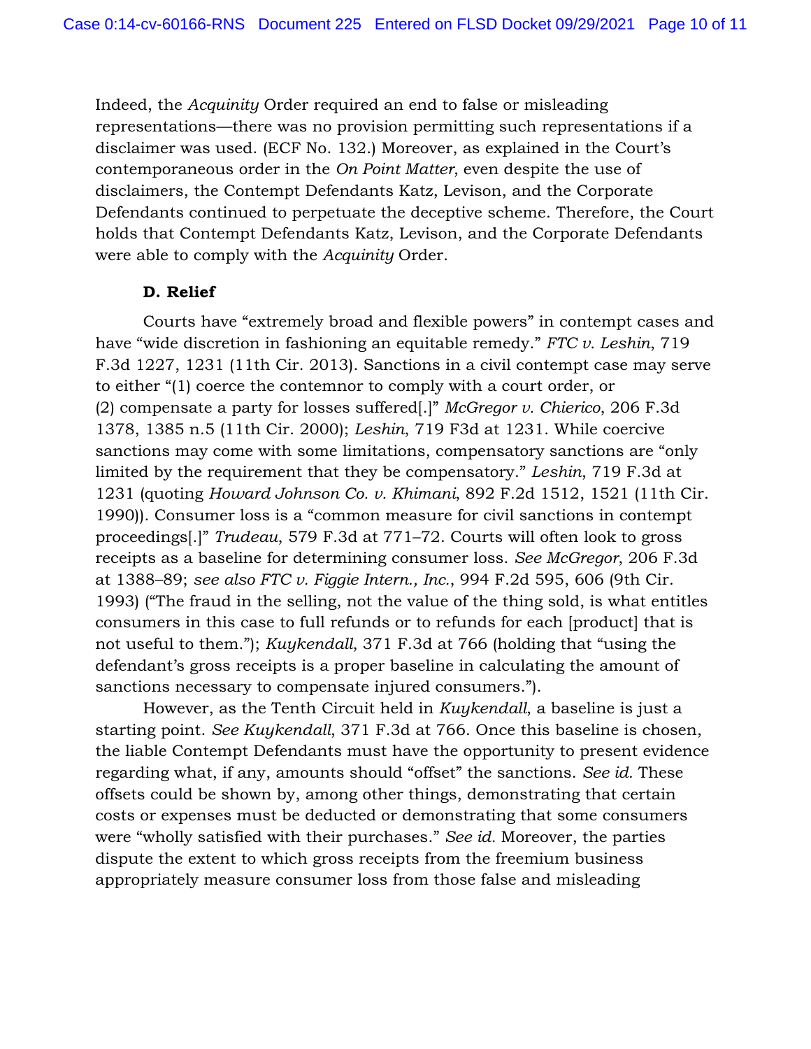Indeed, the *Acquinity* Order required an end to false or misleading representations—there was no provision permitting such representations if a disclaimer was used. (ECF No. 132.) Moreover, as explained in the Court's contemporaneous order in the *On Point Matter*, even despite the use of disclaimers, the Contempt Defendants Katz, Levison, and the Corporate Defendants continued to perpetuate the deceptive scheme. Therefore, the Court holds that Contempt Defendants Katz, Levison, and the Corporate Defendants were able to comply with the *Acquinity* Order.

**D. Relief**

Courts have "extremely broad and flexible powers" in contempt cases and have "wide discretion in fashioning an equitable remedy." *FTC v. Leshin*, 719 F.3d 1227, 1231 (11th Cir. 2013). Sanctions in a civil contempt case may serve to either "(1) coerce the contemnor to comply with a court order, or (2) compensate a party for losses suffered[.]" *McGregor v. Chierico*, 206 F.3d 1378, 1385 n.5 (11th Cir. 2000); *Leshin*, 719 F3d at 1231. While coercive sanctions may come with some limitations, compensatory sanctions are "only limited by the requirement that they be compensatory." *Leshin*, 719 F.3d at 1231 (quoting *Howard Johnson Co. v. Khimani*, 892 F.2d 1512, 1521 (11th Cir. 1990)). Consumer loss is a "common measure for civil sanctions in contempt proceedings[.]" *Trudeau*, 579 F.3d at 771–72. Courts will often look to gross receipts as a baseline for determining consumer loss. *See McGregor*, 206 F.3d at 1388–89; *see also FTC v. Figgie Intern., Inc.*, 994 F.2d 595, 606 (9th Cir. 1993) ("The fraud in the selling, not the value of the thing sold, is what entitles consumers in this case to full refunds or to refunds for each [product] that is not useful to them."); *Kuykendall*, 371 F.3d at 766 (holding that "using the defendant's gross receipts is a proper baseline in calculating the amount of sanctions necessary to compensate injured consumers.").

However, as the Tenth Circuit held in *Kuykendall*, a baseline is just a starting point. *See Kuykendall,* 371 F.3d at 766. Once this baseline is chosen, the liable Contempt Defendants must have the opportunity to present evidence regarding what, if any, amounts should "offset" the sanctions. *See id.* These offsets could be shown by, among other things, demonstrating that certain costs or expenses must be deducted or demonstrating that some consumers were "wholly satisfied with their purchases." *See id.* Moreover, the parties dispute the extent to which gross receipts from the freemium business appropriately measure consumer loss from those false and misleading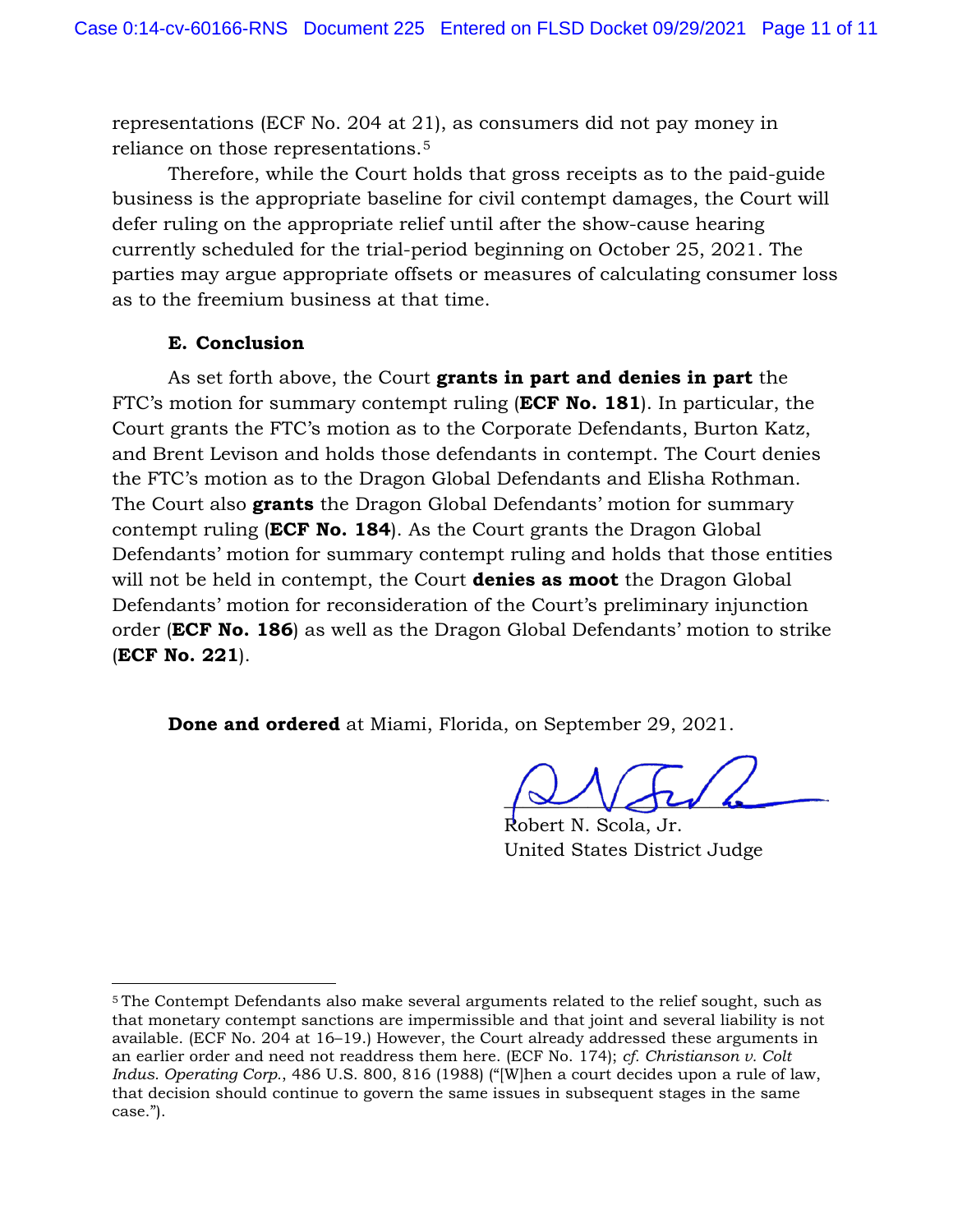representations (ECF No. 204 at 21), as consumers did not pay money in reliance on those representations.[5]

Therefore, while the Court holds that gross receipts as to the paid-guide business is the appropriate baseline for civil contempt damages, the Court will defer ruling on the appropriate relief until after the show-cause hearing currently scheduled for the trial-period beginning on October 25, 2021. The parties may argue appropriate offsets or measures of calculating consumer loss as to the freemium business at that time.

### E. Conclusion

As set forth above, the Court **grants in part and denies in part** the FTC's motion for summary contempt ruling (**ECF No. 181**). In particular, the Court grants the FTC's motion as to the Corporate Defendants, Burton Katz, and Brent Levison and holds those defendants in contempt. The Court denies the FTC's motion as to the Dragon Global Defendants and Elisha Rothman. The Court also **grants** the Dragon Global Defendants' motion for summary contempt ruling (**ECF No. 184**). As the Court grants the Dragon Global Defendants' motion for summary contempt ruling and holds that those entities will not be held in contempt, the Court **denies as moot** the Dragon Global Defendants' motion for reconsideration of the Court's preliminary injunction order (**ECF No. 186**) as well as the Dragon Global Defendants' motion to strike (**ECF No. 221**).

**Done and ordered** at Miami, Florida, on September 29, 2021.

Robert N. Scola, Jr.
United States District Judge

---

[5] The Contempt Defendants also make several arguments related to the relief sought, such as that monetary contempt sanctions are impermissible and that joint and several liability is not available. (ECF No. 204 at 16–19.) However, the Court already addressed these arguments in an earlier order and need not readdress them here. (ECF No. 174); *cf. Christianson v. Colt Indus. Operating Corp.*, 486 U.S. 800, 816 (1988) ("[W]hen a court decides upon a rule of law, that decision should continue to govern the same issues in subsequent stages in the same case.").